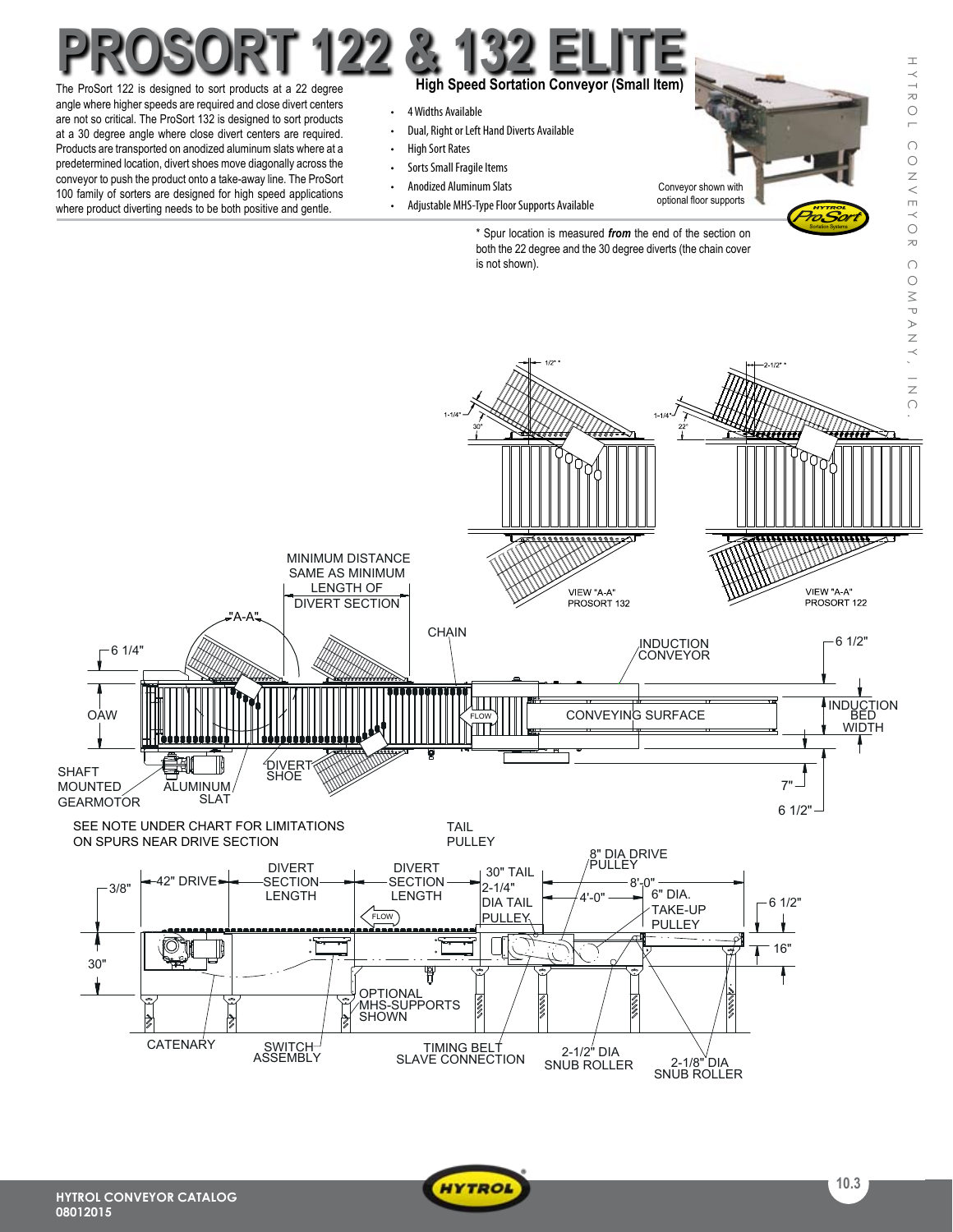# PROSORT 122 & 132 ELITE

## High Speed Sortation Conveyor (Small Item)

The ProSort 122 is designed to sort products at a 22 degree angle where higher speeds are required and close divert centers are not so critical. The ProSort 132 is designed to sort products at a 30 degree angle where close divert centers are required. Products are transported on anodized aluminum slats where at a predetermined location, divert shoes move diagonally across the conveyor to push the product onto a take-away line. The ProSort 100 family of sorters are designed for high speed applications where product diverting needs to be both positive and gentle.

- 4 Widths Available
- Dual, Right or Left Hand Diverts Available
- High Sort Rates
- Sorts Small Fragile Items
- Anodized Aluminum Slats
- Adjustable MHS-Type Floor Supports Available

Conveyor shown with optional floor supports

\* Spur location is measured ***from*** the end of the section on both the 22 degree and the 30 degree diverts (the chain cover is not shown).

VIEW "A-A" PROSORT 132 (1/2"\*, 1-1/4", 30°)

VIEW "A-A" PROSORT 122 (2-1/2"\*, 1-1/4", 22°)

MINIMUM DISTANCE SAME AS MINIMUM LENGTH OF DIVERT SECTION

"A-A" · 6 1/4" · OAW · CHAIN · INDUCTION CONVEYOR · 6 1/2" · FLOW · CONVEYING SURFACE · INDUCTION BED WIDTH · SHAFT MOUNTED GEARMOTOR · ALUMINUM SLAT · DIVERT SHOE · 7" · 6 1/2"

SEE NOTE UNDER CHART FOR LIMITATIONS ON SPURS NEAR DRIVE SECTION

TAIL PULLEY · 8" DIA DRIVE PULLEY · 3/8" · 42" DRIVE · DIVERT SECTION LENGTH · DIVERT SECTION LENGTH · 30" TAIL 2-1/4" DIA TAIL PULLEY · 8'-0" · 4'-0" · 6" DIA. TAKE-UP PULLEY · 6 1/2" · FLOW · 30" · 16" · OPTIONAL MHS-SUPPORTS SHOWN · CATENARY · SWITCH ASSEMBLY · TIMING BELT SLAVE CONNECTION · 2-1/2" DIA SNUB ROLLER · 2-1/8" DIA SNUB ROLLER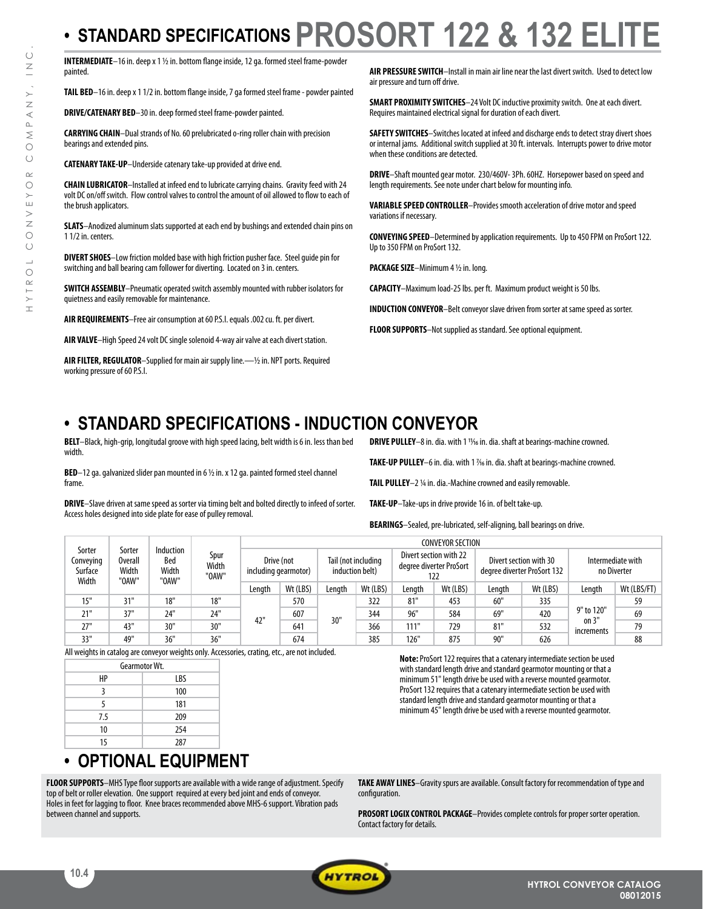# • STANDARD SPECIFICATIONS PROSORT 122 & 132 ELITE

**INTERMEDIATE**–16 in. deep x 1 ½ in. bottom flange inside, 12 ga. formed steel frame-powder painted.

**TAIL BED**–16 in. deep x 1 1/2 in. bottom flange inside, 7 ga formed steel frame - powder painted

**DRIVE/CATENARY BED**–30 in. deep formed steel frame-powder painted.

**CARRYING CHAIN**–Dual strands of No. 60 prelubricated o-ring roller chain with precision bearings and extended pins.

**CATENARY TAKE-UP**–Underside catenary take-up provided at drive end.

**CHAIN LUBRICATOR**–Installed at infeed end to lubricate carrying chains. Gravity feed with 24 volt DC on/off switch. Flow control valves to control the amount of oil allowed to flow to each of the brush applicators.

**SLATS**–Anodized aluminum slats supported at each end by bushings and extended chain pins on 1 1/2 in. centers.

**DIVERT SHOES**–Low friction molded base with high friction pusher face. Steel guide pin for switching and ball bearing cam follower for diverting. Located on 3 in. centers.

**SWITCH ASSEMBLY**–Pneumatic operated switch assembly mounted with rubber isolators for quietness and easily removable for maintenance.

**AIR REQUIREMENTS**–Free air consumption at 60 P.S.I. equals .002 cu. ft. per divert.

**AIR VALVE**–High Speed 24 volt DC single solenoid 4-way air valve at each divert station.

**AIR FILTER, REGULATOR**–Supplied for main air supply line.—½ in. NPT ports. Required working pressure of 60 P.S.I.

**AIR PRESSURE SWITCH**–Install in main air line near the last divert switch. Used to detect low air pressure and turn off drive.

**SMART PROXIMITY SWITCHES**–24 Volt DC inductive proximity switch. One at each divert. Requires maintained electrical signal for duration of each divert.

**SAFETY SWITCHES**–Switches located at infeed and discharge ends to detect stray divert shoes or internal jams. Additional switch supplied at 30 ft. intervals. Interrupts power to drive motor when these conditions are detected.

**DRIVE**–Shaft mounted gear motor. 230/460V- 3Ph. 60HZ. Horsepower based on speed and length requirements. See note under chart below for mounting info.

**VARIABLE SPEED CONTROLLER**–Provides smooth acceleration of drive motor and speed variations if necessary.

**CONVEYING SPEED**–Determined by application requirements. Up to 450 FPM on ProSort 122. Up to 350 FPM on ProSort 132.

**PACKAGE SIZE**–Minimum 4 ½ in. long.

**CAPACITY**–Maximum load-25 lbs. per ft. Maximum product weight is 50 lbs.

**INDUCTION CONVEYOR**–Belt conveyor slave driven from sorter at same speed as sorter.

**FLOOR SUPPORTS**–Not supplied as standard. See optional equipment.

# • STANDARD SPECIFICATIONS - INDUCTION CONVEYOR

**BELT**–Black, high-grip, longitudinal groove with high speed lacing, belt width is 6 in. less than bed width.

**BED**–12 ga. galvanized slider pan mounted in 6 ½ in. x 12 ga. painted formed steel channel frame.

**DRIVE**–Slave driven at same speed as sorter via timing belt and bolted directly to infeed of sorter. Access holes designed into side plate for ease of pulley removal.

**DRIVE PULLEY**–8 in. dia. with 1 ¹¹⁄₁₆ in. dia. shaft at bearings-machine crowned.

**TAKE-UP PULLEY**–6 in. dia. with 1 ⁷⁄₁₆ in. dia. shaft at bearings-machine crowned.

**TAIL PULLEY**–2 ¼ in. dia.-Machine crowned and easily removable.

**TAKE-UP**–Take-ups in drive provide 16 in. of belt take-up.

**BEARINGS**–Sealed, pre-lubricated, self-aligning, ball bearings on drive.

| Sorter Conveying Surface Width | Sorter Overall Width "OAW" | Induction Bed Width "OAW" | Spur Width "OAW" | CONVEYOR SECTION | | | | | | | | | |
|---|---|---|---|---|---|---|---|---|---|---|---|---|---|
| | | | | Drive (not including gearmotor) | | Tail (not including induction belt) | | Divert section with 22 degree diverter ProSort 122 | | Divert section with 30 degree diverter ProSort 132 | | Intermediate with no Diverter | |
| | | | | Length | Wt (LBS) | Length | Wt (LBS) | Length | Wt (LBS) | Length | Wt (LBS) | Length | Wt (LBS/FT) |
| 15" | 31" | 18" | 18" | 42" | 570 | 30" | 322 | 81" | 453 | 60" | 335 | 9" to 120" on 3" increments | 59 |
| 21" | 37" | 24" | 24" | | 607 | | 344 | 96" | 584 | 69" | 420 | | 69 |
| 27" | 43" | 30" | 30" | | 641 | | 366 | 111" | 729 | 81" | 532 | | 79 |
| 33" | 49" | 36" | 36" | | 674 | | 385 | 126" | 875 | 90" | 626 | | 88 |

All weights in catalog are conveyor weights only. Accessories, crating, etc., are not included.

| Gearmotor Wt. | |
|---|---|
| HP | LBS |
| 3 | 100 |
| 5 | 181 |
| 7.5 | 209 |
| 10 | 254 |
| 15 | 287 |

**Note:** ProSort 122 requires that a catenary intermediate section be used with standard length drive and standard gearmotor mounting or that a minimum 51" length drive be used with a reverse mounted gearmotor. ProSort 132 requires that a catenary intermediate section be used with standard length drive and standard gearmotor mounting or that a minimum 45" length drive be used with a reverse mounted gearmotor.

# • OPTIONAL EQUIPMENT

**FLOOR SUPPORTS**–MHS Type floor supports are available with a wide range of adjustment. Specify top of belt or roller elevation. One support required at every bed joint and ends of conveyor. Holes in feet for lagging to floor. Knee braces recommended above MHS-6 support. Vibration pads between channel and supports.

**TAKE AWAY LINES**–Gravity spurs are available. Consult factory for recommendation of type and configuration.

**PROSORT LOGIX CONTROL PACKAGE**–Provides complete controls for proper sorter operation. Contact factory for details.